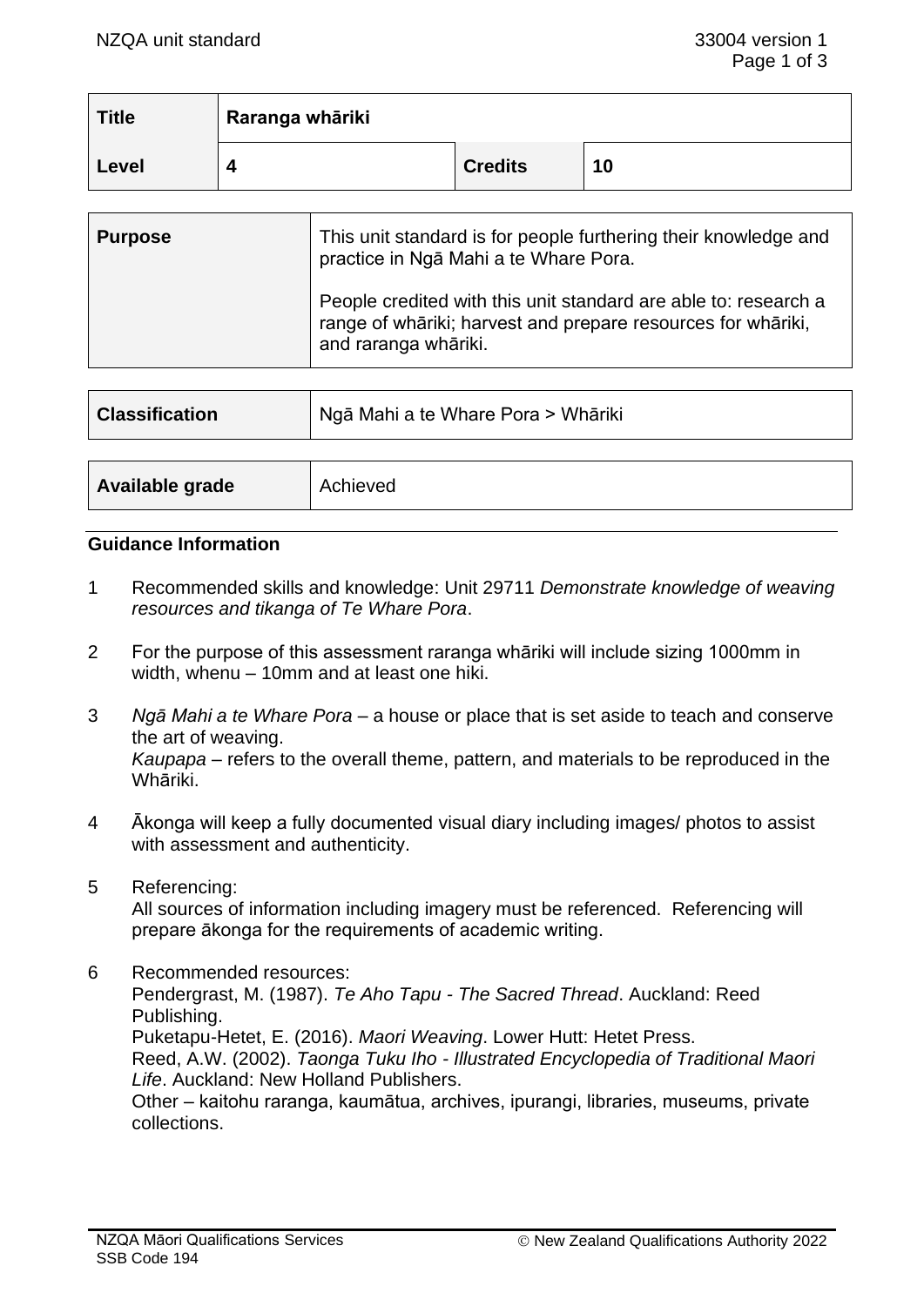| Title | Raranga whāriki | | |
|---|---|---|---|
| Level | 4 | Credits | 10 |

| Purpose | This unit standard is for people furthering their knowledge and practice in Ngā Mahi a te Whare Pora.<br><br>People credited with this unit standard are able to: research a range of whāriki; harvest and prepare resources for whāriki, and raranga whāriki. |
|---|---|

| Classification | Ngā Mahi a te Whare Pora > Whāriki |
|---|---|

| Available grade | Achieved |
|---|---|

## Guidance Information

1. Recommended skills and knowledge: Unit 29711 *Demonstrate knowledge of weaving resources and tikanga of Te Whare Pora*.

2. For the purpose of this assessment raranga whāriki will include sizing 1000mm in width, whenu – 10mm and at least one hiki.

3. *Ngā Mahi a te Whare Pora* – a house or place that is set aside to teach and conserve the art of weaving.
   *Kaupapa* – refers to the overall theme, pattern, and materials to be reproduced in the Whāriki.

4. Ākonga will keep a fully documented visual diary including images/ photos to assist with assessment and authenticity.

5. Referencing:
   All sources of information including imagery must be referenced. Referencing will prepare ākonga for the requirements of academic writing.

6. Recommended resources:
   Pendergrast, M. (1987). *Te Aho Tapu - The Sacred Thread*. Auckland: Reed Publishing.
   Puketapu-Hetet, E. (2016). *Maori Weaving*. Lower Hutt: Hetet Press.
   Reed, A.W. (2002). *Taonga Tuku Iho - Illustrated Encyclopedia of Traditional Maori Life*. Auckland: New Holland Publishers.
   Other – kaitohu raranga, kaumātua, archives, ipurangi, libraries, museums, private collections.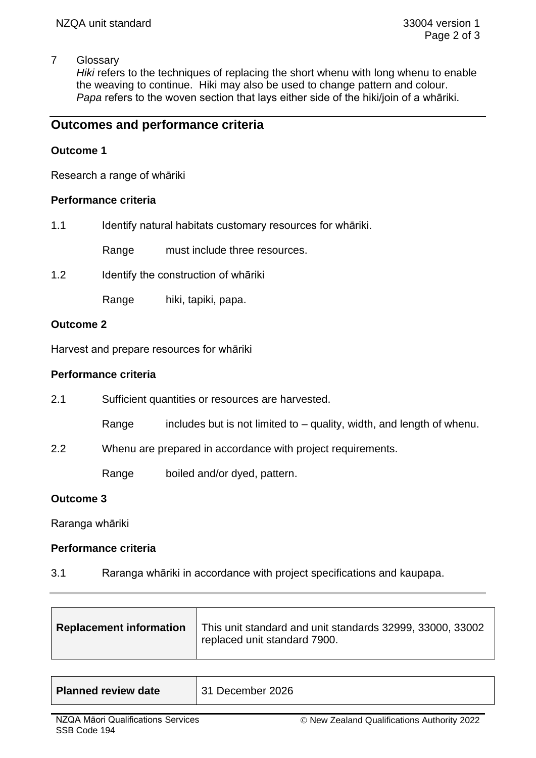7 Glossary
*Hiki* refers to the techniques of replacing the short whenu with long whenu to enable the weaving to continue. Hiki may also be used to change pattern and colour.
*Papa* refers to the woven section that lays either side of the hiki/join of a whāriki.

## Outcomes and performance criteria

### Outcome 1

Research a range of whāriki

#### Performance criteria

1.1 Identify natural habitats customary resources for whāriki.

Range must include three resources.

1.2 Identify the construction of whāriki

Range hiki, tapiki, papa.

### Outcome 2

Harvest and prepare resources for whāriki

#### Performance criteria

2.1 Sufficient quantities or resources are harvested.

Range includes but is not limited to – quality, width, and length of whenu.

2.2 Whenu are prepared in accordance with project requirements.

Range boiled and/or dyed, pattern.

### Outcome 3

Raranga whāriki

#### Performance criteria

3.1 Raranga whāriki in accordance with project specifications and kaupapa.

| **Replacement information** | This unit standard and unit standards 32999, 33000, 33002 replaced unit standard 7900. |
|---|---|

| **Planned review date** | 31 December 2026 |
|---|---|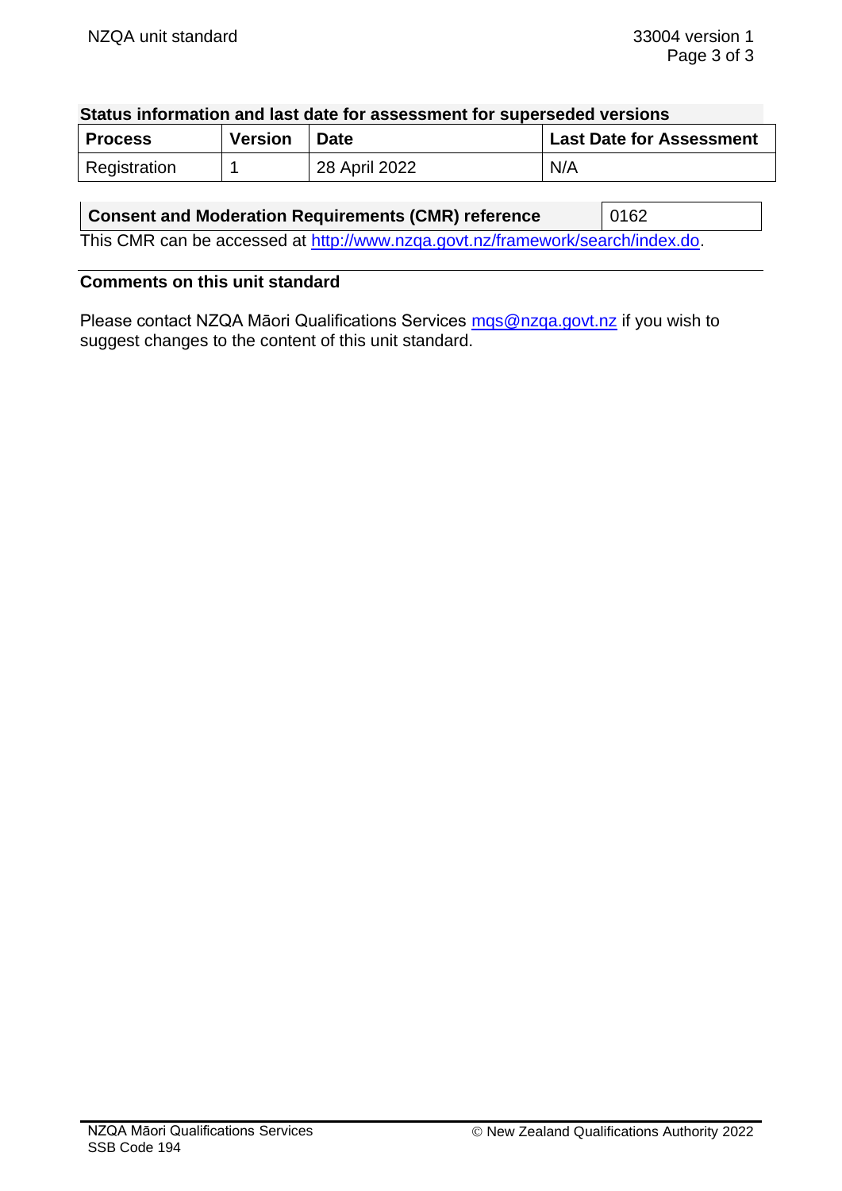**Status information and last date for assessment for superseded versions**

| Process | Version | Date | Last Date for Assessment |
|---|---|---|---|
| Registration | 1 | 28 April 2022 | N/A |

| Consent and Moderation Requirements (CMR) reference | 0162 |
|---|---|

This CMR can be accessed at http://www.nzqa.govt.nz/framework/search/index.do.

**Comments on this unit standard**

Please contact NZQA Māori Qualifications Services mqs@nzqa.govt.nz if you wish to suggest changes to the content of this unit standard.